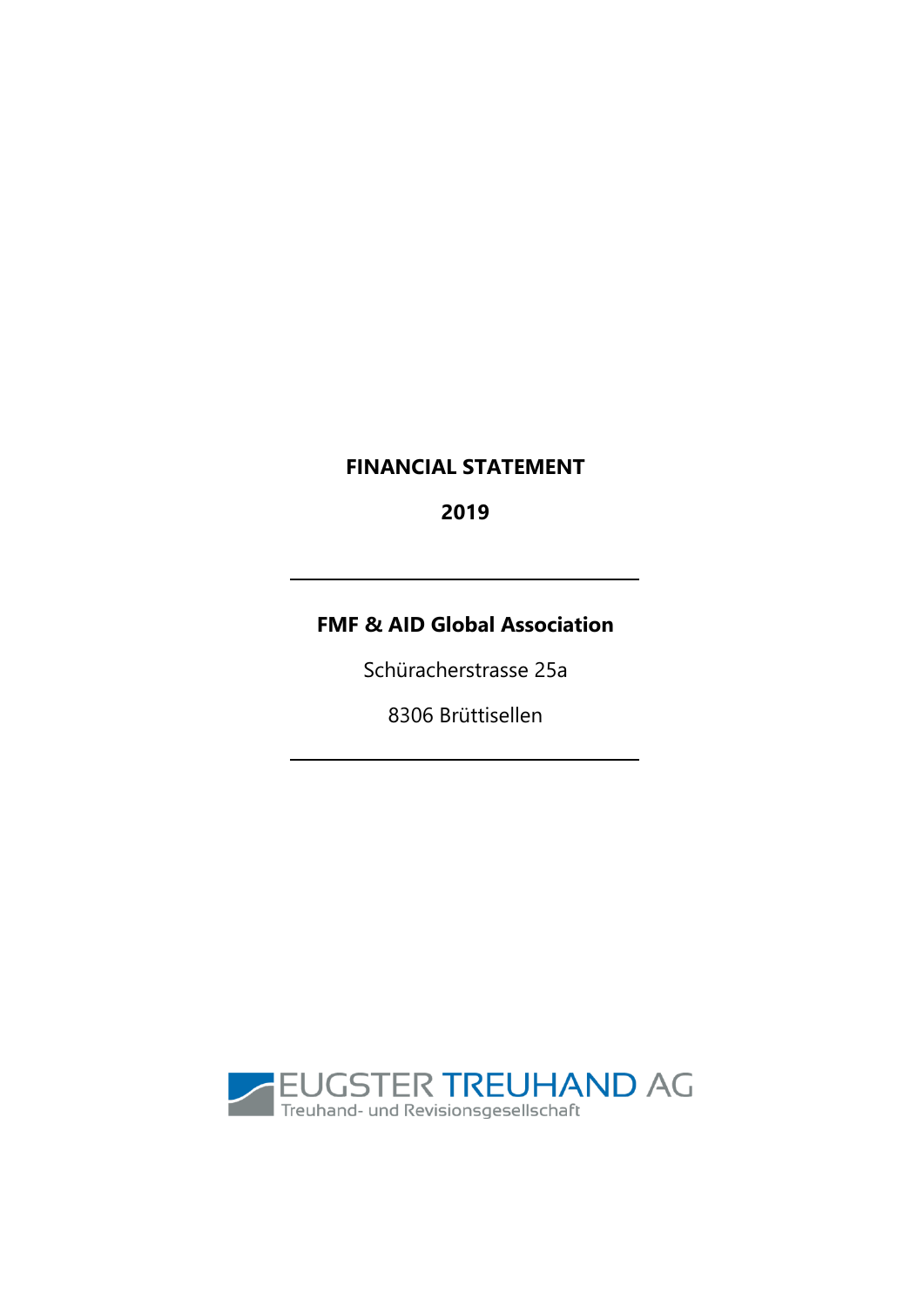# FINANCIAL STATEMENT

# 2019

---

**FMF & AID Global Association**

Schüracherstrasse 25a

8306 Brüttisellen

---

EUGSTER TREUHAND AG

Treuhand- und Revisionsgesellschaft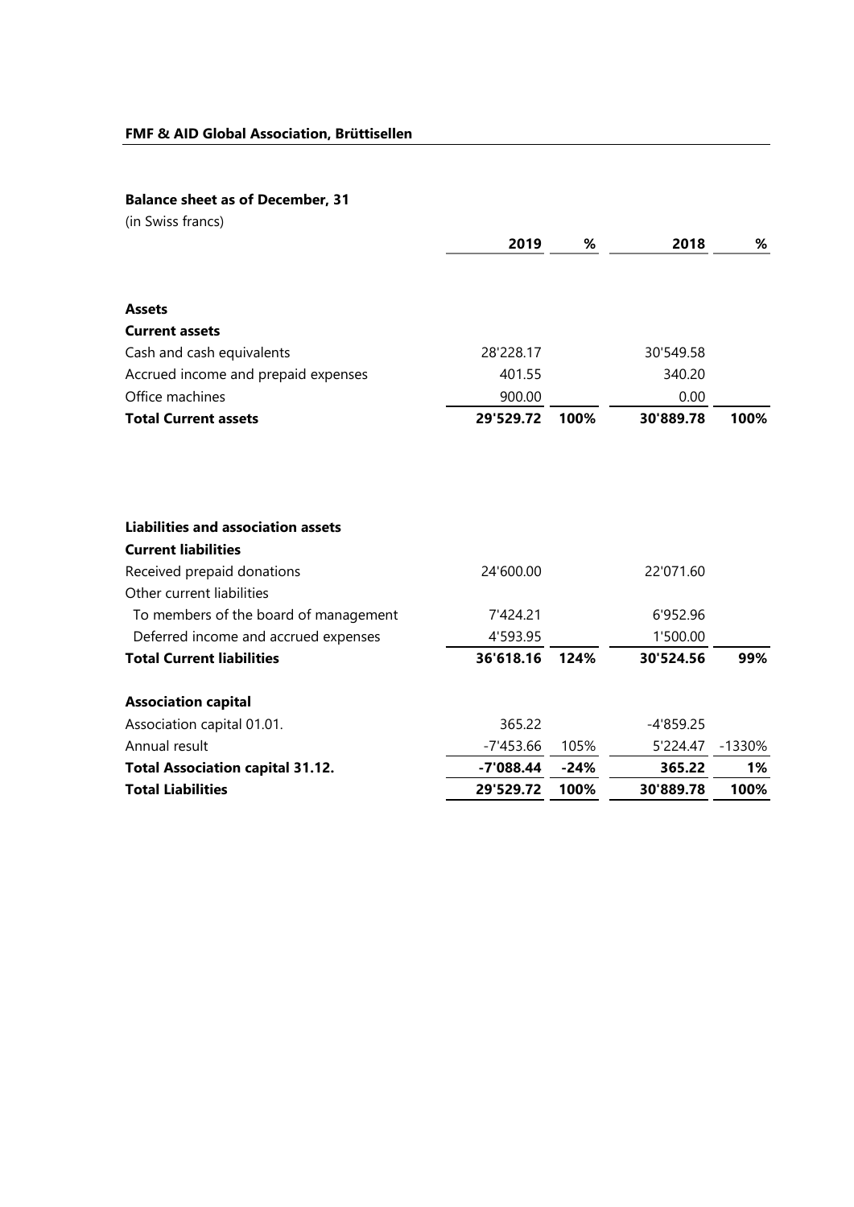**FMF & AID Global Association, Brüttisellen**

**Balance sheet as of December, 31**

(in Swiss francs)

| | 2019 | % | 2018 | % |
|---|---|---|---|---|
| **Assets** | | | | |
| **Current assets** | | | | |
| Cash and cash equivalents | 28'228.17 | | 30'549.58 | |
| Accrued income and prepaid expenses | 401.55 | | 340.20 | |
| Office machines | 900.00 | | 0.00 | |
| **Total Current assets** | **29'529.72** | **100%** | **30'889.78** | **100%** |
| | | | | |
| **Liabilities and association assets** | | | | |
| **Current liabilities** | | | | |
| Received prepaid donations | 24'600.00 | | 22'071.60 | |
| Other current liabilities | | | | |
| To members of the board of management | 7'424.21 | | 6'952.96 | |
| Deferred income and accrued expenses | 4'593.95 | | 1'500.00 | |
| **Total Current liabilities** | **36'618.16** | **124%** | **30'524.56** | **99%** |
| | | | | |
| **Association capital** | | | | |
| Association capital 01.01. | 365.22 | | -4'859.25 | |
| Annual result | -7'453.66 | 105% | 5'224.47 | -1330% |
| **Total Association capital 31.12.** | **-7'088.44** | **-24%** | **365.22** | **1%** |
| **Total Liabilities** | **29'529.72** | **100%** | **30'889.78** | **100%** |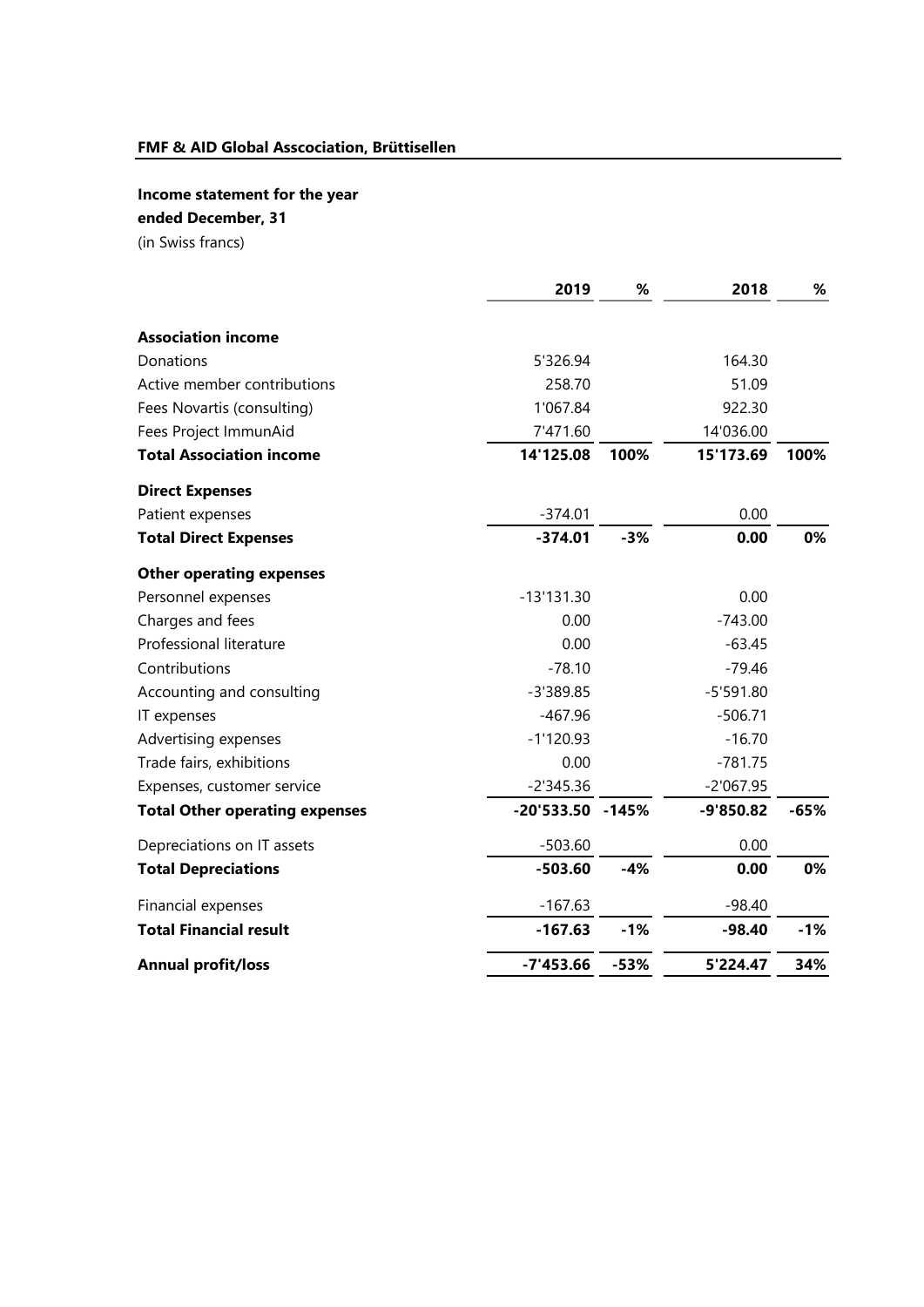**FMF & AID Global Asscociation, Brüttisellen**

**Income statement for the year ended December, 31**

(in Swiss francs)

| | 2019 | % | 2018 | % |
|---|---|---|---|---|
| **Association income** | | | | |
| Donations | 5'326.94 | | 164.30 | |
| Active member contributions | 258.70 | | 51.09 | |
| Fees Novartis (consulting) | 1'067.84 | | 922.30 | |
| Fees Project ImmunAid | 7'471.60 | | 14'036.00 | |
| **Total Association income** | **14'125.08** | **100%** | **15'173.69** | **100%** |
| **Direct Expenses** | | | | |
| Patient expenses | -374.01 | | 0.00 | |
| **Total Direct Expenses** | **-374.01** | **-3%** | **0.00** | **0%** |
| **Other operating expenses** | | | | |
| Personnel expenses | -13'131.30 | | 0.00 | |
| Charges and fees | 0.00 | | -743.00 | |
| Professional literature | 0.00 | | -63.45 | |
| Contributions | -78.10 | | -79.46 | |
| Accounting and consulting | -3'389.85 | | -5'591.80 | |
| IT expenses | -467.96 | | -506.71 | |
| Advertising expenses | -1'120.93 | | -16.70 | |
| Trade fairs, exhibitions | 0.00 | | -781.75 | |
| Expenses, customer service | -2'345.36 | | -2'067.95 | |
| **Total Other operating expenses** | **-20'533.50** | **-145%** | **-9'850.82** | **-65%** |
| Depreciations on IT assets | -503.60 | | 0.00 | |
| **Total Depreciations** | **-503.60** | **-4%** | **0.00** | **0%** |
| Financial expenses | -167.63 | | -98.40 | |
| **Total Financial result** | **-167.63** | **-1%** | **-98.40** | **-1%** |
| **Annual profit/loss** | **-7'453.66** | **-53%** | **5'224.47** | **34%** |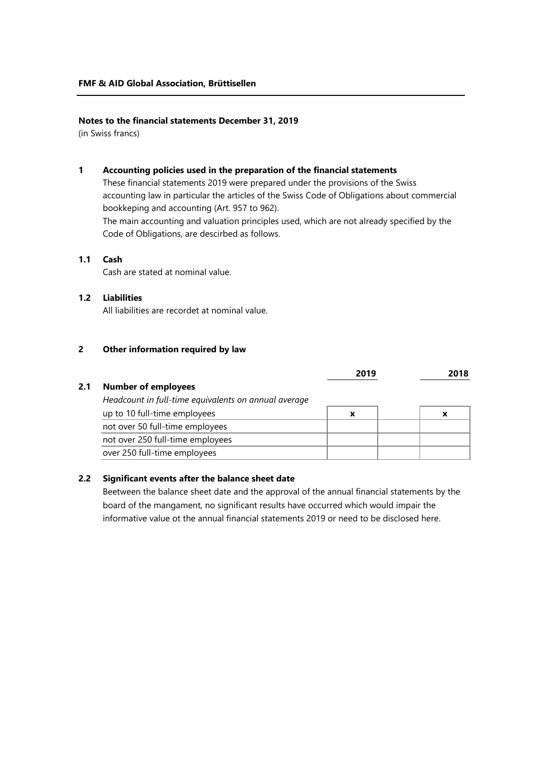**FMF & AID Global Association, Brüttisellen**

**Notes to the financial statements December 31, 2019**
(in Swiss francs)

## 1 Accounting policies used in the preparation of the financial statements

These financial statements 2019 were prepared under the provisions of the Swiss accounting law in particular the articles of the Swiss Code of Obligations about commercial bookkeping and accounting (Art. 957 to 962).
The main accounting and valuation principles used, which are not already specified by the Code of Obligations, are descirbed as follows.

### 1.1 Cash

Cash are stated at nominal value.

### 1.2 Liabilities

All liabilities are recordet at nominal value.

## 2 Other information required by law

### 2.1 Number of employees

*Headcount in full-time equivalents on annual average*

| | 2019 | | 2018 |
|---|---|---|---|
| up to 10 full-time employees | x | | x |
| not over 50 full-time employees | | | |
| not over 250 full-time employees | | | |
| over 250 full-time employees | | | |

### 2.2 Significant events after the balance sheet date

Beetween the balance sheet date and the approval of the annual financial statements by the board of the mangament, no significant results have occurred which would impair the informative value ot the annual financial statements 2019 or need to be disclosed here.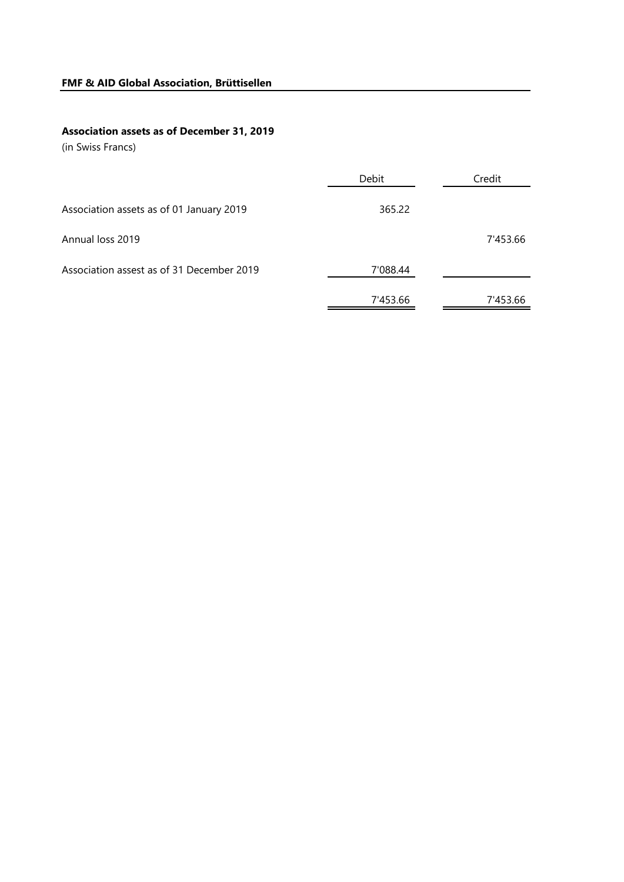**FMF & AID Global Association, Brüttisellen**

**Association assets as of December 31, 2019**
(in Swiss Francs)

| | Debit | Credit |
|---|---|---|
| Association assets as of 01 January 2019 | 365.22 | |
| Annual loss 2019 | | 7'453.66 |
| Association assest as of 31 December 2019 | 7'088.44 | |
| | 7'453.66 | 7'453.66 |